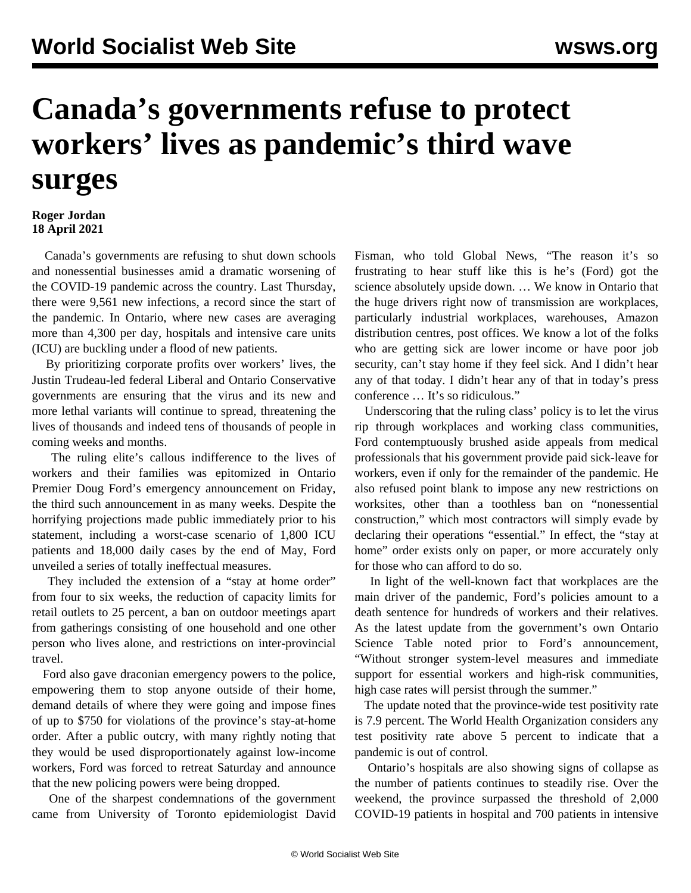# Canada's governments refuse to protect workers' lives as pandemic's third wave surges

**Roger Jordan**
**18 April 2021**

Canada's governments are refusing to shut down schools and nonessential businesses amid a dramatic worsening of the COVID-19 pandemic across the country. Last Thursday, there were 9,561 new infections, a record since the start of the pandemic. In Ontario, where new cases are averaging more than 4,300 per day, hospitals and intensive care units (ICU) are buckling under a flood of new patients.

By prioritizing corporate profits over workers' lives, the Justin Trudeau-led federal Liberal and Ontario Conservative governments are ensuring that the virus and its new and more lethal variants will continue to spread, threatening the lives of thousands and indeed tens of thousands of people in coming weeks and months.

The ruling elite's callous indifference to the lives of workers and their families was epitomized in Ontario Premier Doug Ford's emergency announcement on Friday, the third such announcement in as many weeks. Despite the horrifying projections made public immediately prior to his statement, including a worst-case scenario of 1,800 ICU patients and 18,000 daily cases by the end of May, Ford unveiled a series of totally ineffectual measures.

They included the extension of a "stay at home order" from four to six weeks, the reduction of capacity limits for retail outlets to 25 percent, a ban on outdoor meetings apart from gatherings consisting of one household and one other person who lives alone, and restrictions on inter-provincial travel.

Ford also gave draconian emergency powers to the police, empowering them to stop anyone outside of their home, demand details of where they were going and impose fines of up to $750 for violations of the province's stay-at-home order. After a public outcry, with many rightly noting that they would be used disproportionately against low-income workers, Ford was forced to retreat Saturday and announce that the new policing powers were being dropped.

One of the sharpest condemnations of the government came from University of Toronto epidemiologist David Fisman, who told Global News, "The reason it's so frustrating to hear stuff like this is he's (Ford) got the science absolutely upside down. … We know in Ontario that the huge drivers right now of transmission are workplaces, particularly industrial workplaces, warehouses, Amazon distribution centres, post offices. We know a lot of the folks who are getting sick are lower income or have poor job security, can't stay home if they feel sick. And I didn't hear any of that today. I didn't hear any of that in today's press conference … It's so ridiculous."

Underscoring that the ruling class' policy is to let the virus rip through workplaces and working class communities, Ford contemptuously brushed aside appeals from medical professionals that his government provide paid sick-leave for workers, even if only for the remainder of the pandemic. He also refused point blank to impose any new restrictions on worksites, other than a toothless ban on "nonessential construction," which most contractors will simply evade by declaring their operations "essential." In effect, the "stay at home" order exists only on paper, or more accurately only for those who can afford to do so.

In light of the well-known fact that workplaces are the main driver of the pandemic, Ford's policies amount to a death sentence for hundreds of workers and their relatives. As the latest update from the government's own Ontario Science Table noted prior to Ford's announcement, "Without stronger system-level measures and immediate support for essential workers and high-risk communities, high case rates will persist through the summer."

The update noted that the province-wide test positivity rate is 7.9 percent. The World Health Organization considers any test positivity rate above 5 percent to indicate that a pandemic is out of control.

Ontario's hospitals are also showing signs of collapse as the number of patients continues to steadily rise. Over the weekend, the province surpassed the threshold of 2,000 COVID-19 patients in hospital and 700 patients in intensive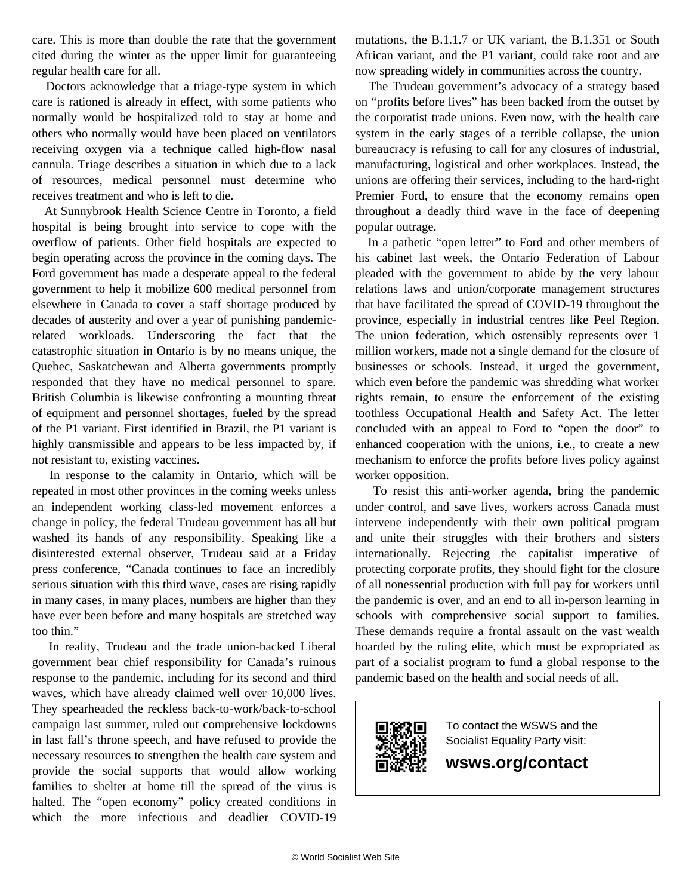care. This is more than double the rate that the government cited during the winter as the upper limit for guaranteeing regular health care for all.

Doctors acknowledge that a triage-type system in which care is rationed is already in effect, with some patients who normally would be hospitalized told to stay at home and others who normally would have been placed on ventilators receiving oxygen via a technique called high-flow nasal cannula. Triage describes a situation in which due to a lack of resources, medical personnel must determine who receives treatment and who is left to die.

At Sunnybrook Health Science Centre in Toronto, a field hospital is being brought into service to cope with the overflow of patients. Other field hospitals are expected to begin operating across the province in the coming days. The Ford government has made a desperate appeal to the federal government to help it mobilize 600 medical personnel from elsewhere in Canada to cover a staff shortage produced by decades of austerity and over a year of punishing pandemic-related workloads. Underscoring the fact that the catastrophic situation in Ontario is by no means unique, the Quebec, Saskatchewan and Alberta governments promptly responded that they have no medical personnel to spare. British Columbia is likewise confronting a mounting threat of equipment and personnel shortages, fueled by the spread of the P1 variant. First identified in Brazil, the P1 variant is highly transmissible and appears to be less impacted by, if not resistant to, existing vaccines.

In response to the calamity in Ontario, which will be repeated in most other provinces in the coming weeks unless an independent working class-led movement enforces a change in policy, the federal Trudeau government has all but washed its hands of any responsibility. Speaking like a disinterested external observer, Trudeau said at a Friday press conference, "Canada continues to face an incredibly serious situation with this third wave, cases are rising rapidly in many cases, in many places, numbers are higher than they have ever been before and many hospitals are stretched way too thin."

In reality, Trudeau and the trade union-backed Liberal government bear chief responsibility for Canada's ruinous response to the pandemic, including for its second and third waves, which have already claimed well over 10,000 lives. They spearheaded the reckless back-to-work/back-to-school campaign last summer, ruled out comprehensive lockdowns in last fall's throne speech, and have refused to provide the necessary resources to strengthen the health care system and provide the social supports that would allow working families to shelter at home till the spread of the virus is halted. The "open economy" policy created conditions in which the more infectious and deadlier COVID-19 mutations, the B.1.1.7 or UK variant, the B.1.351 or South African variant, and the P1 variant, could take root and are now spreading widely in communities across the country.

The Trudeau government's advocacy of a strategy based on "profits before lives" has been backed from the outset by the corporatist trade unions. Even now, with the health care system in the early stages of a terrible collapse, the union bureaucracy is refusing to call for any closures of industrial, manufacturing, logistical and other workplaces. Instead, the unions are offering their services, including to the hard-right Premier Ford, to ensure that the economy remains open throughout a deadly third wave in the face of deepening popular outrage.

In a pathetic "open letter" to Ford and other members of his cabinet last week, the Ontario Federation of Labour pleaded with the government to abide by the very labour relations laws and union/corporate management structures that have facilitated the spread of COVID-19 throughout the province, especially in industrial centres like Peel Region. The union federation, which ostensibly represents over 1 million workers, made not a single demand for the closure of businesses or schools. Instead, it urged the government, which even before the pandemic was shredding what worker rights remain, to ensure the enforcement of the existing toothless Occupational Health and Safety Act. The letter concluded with an appeal to Ford to "open the door" to enhanced cooperation with the unions, i.e., to create a new mechanism to enforce the profits before lives policy against worker opposition.

To resist this anti-worker agenda, bring the pandemic under control, and save lives, workers across Canada must intervene independently with their own political program and unite their struggles with their brothers and sisters internationally. Rejecting the capitalist imperative of protecting corporate profits, they should fight for the closure of all nonessential production with full pay for workers until the pandemic is over, and an end to all in-person learning in schools with comprehensive social support to families. These demands require a frontal assault on the vast wealth hoarded by the ruling elite, which must be expropriated as part of a socialist program to fund a global response to the pandemic based on the health and social needs of all.

To contact the WSWS and the Socialist Equality Party visit:

**wsws.org/contact**